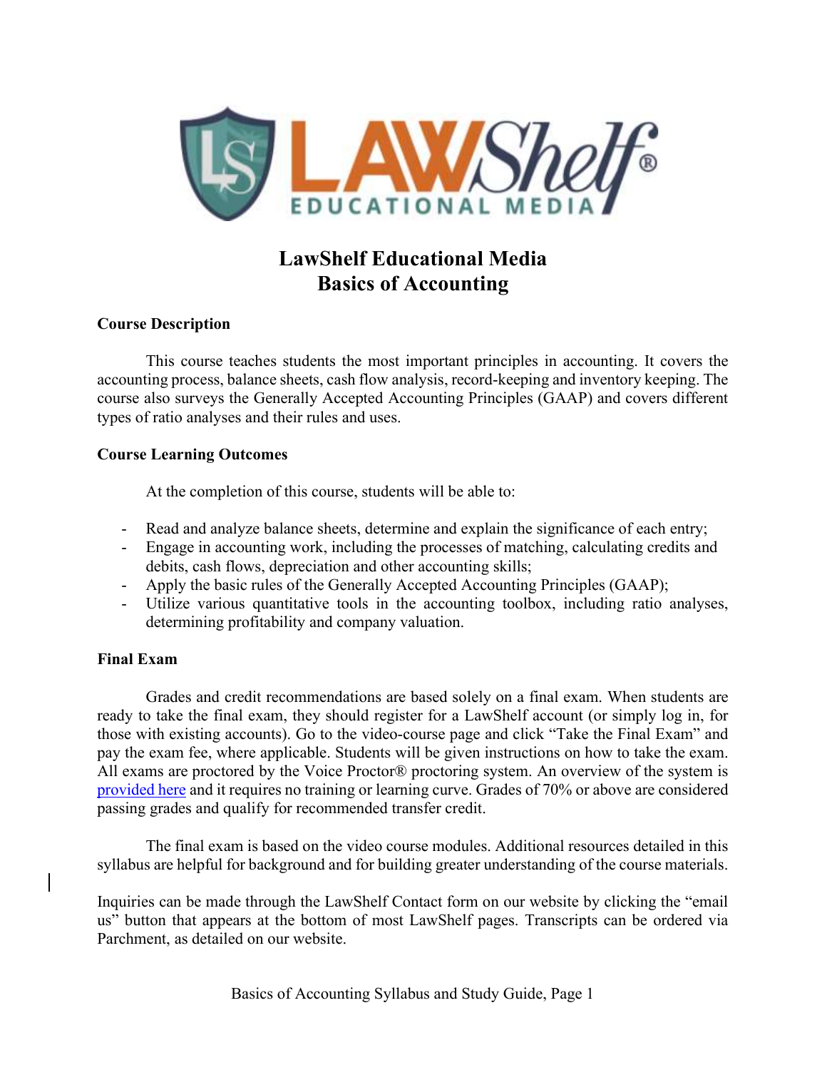# LawShelf Educational Media
# Basics of Accounting

**Course Description**

This course teaches students the most important principles in accounting. It covers the accounting process, balance sheets, cash flow analysis, record-keeping and inventory keeping. The course also surveys the Generally Accepted Accounting Principles (GAAP) and covers different types of ratio analyses and their rules and uses.

**Course Learning Outcomes**

At the completion of this course, students will be able to:

- Read and analyze balance sheets, determine and explain the significance of each entry;
- Engage in accounting work, including the processes of matching, calculating credits and debits, cash flows, depreciation and other accounting skills;
- Apply the basic rules of the Generally Accepted Accounting Principles (GAAP);
- Utilize various quantitative tools in the accounting toolbox, including ratio analyses, determining profitability and company valuation.

**Final Exam**

Grades and credit recommendations are based solely on a final exam. When students are ready to take the final exam, they should register for a LawShelf account (or simply log in, for those with existing accounts). Go to the video-course page and click "Take the Final Exam" and pay the exam fee, where applicable. Students will be given instructions on how to take the exam. All exams are proctored by the Voice Proctor® proctoring system. An overview of the system is provided here and it requires no training or learning curve. Grades of 70% or above are considered passing grades and qualify for recommended transfer credit.

The final exam is based on the video course modules. Additional resources detailed in this syllabus are helpful for background and for building greater understanding of the course materials.

Inquiries can be made through the LawShelf Contact form on our website by clicking the "email us" button that appears at the bottom of most LawShelf pages. Transcripts can be ordered via Parchment, as detailed on our website.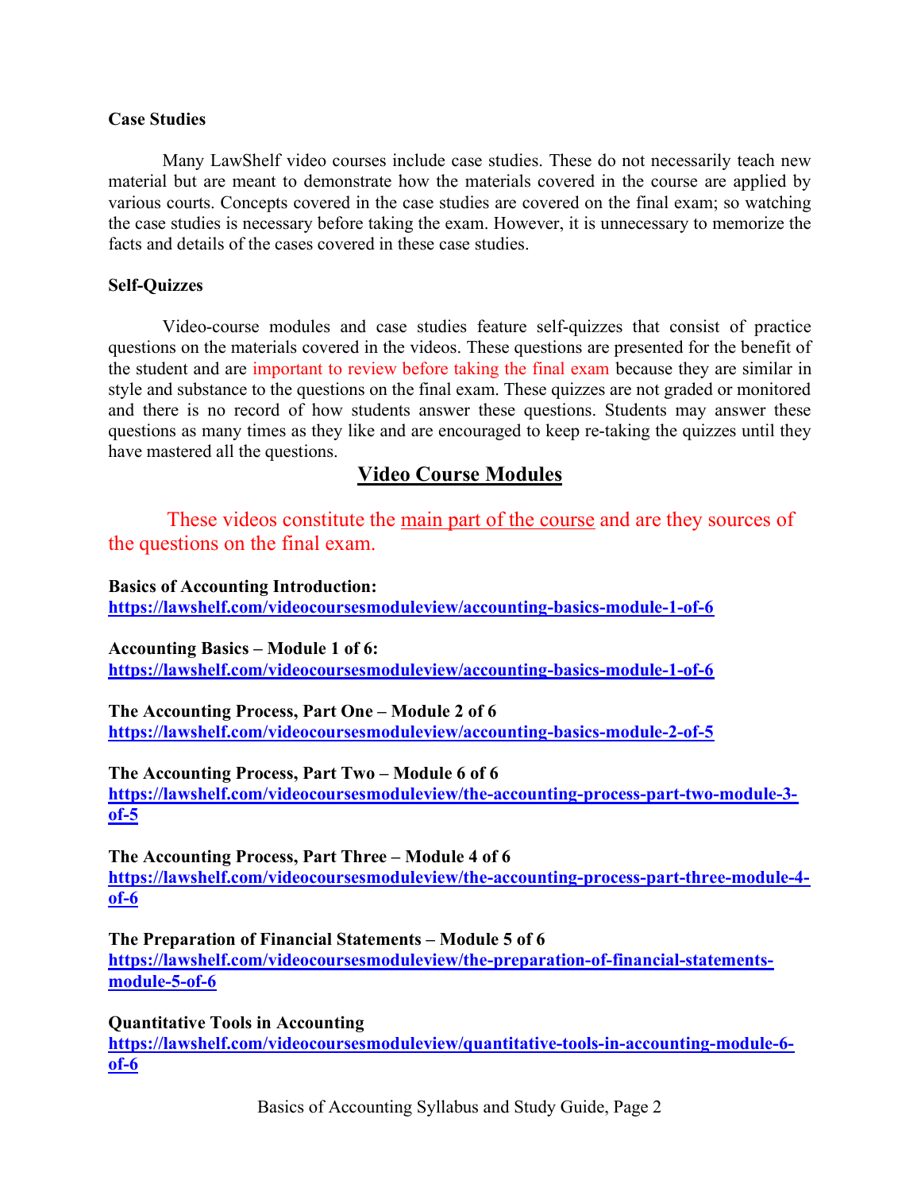**Case Studies**

Many LawShelf video courses include case studies. These do not necessarily teach new material but are meant to demonstrate how the materials covered in the course are applied by various courts. Concepts covered in the case studies are covered on the final exam; so watching the case studies is necessary before taking the exam. However, it is unnecessary to memorize the facts and details of the cases covered in these case studies.

**Self-Quizzes**

Video-course modules and case studies feature self-quizzes that consist of practice questions on the materials covered in the videos. These questions are presented for the benefit of the student and are important to review before taking the final exam because they are similar in style and substance to the questions on the final exam. These quizzes are not graded or monitored and there is no record of how students answer these questions. Students may answer these questions as many times as they like and are encouraged to keep re-taking the quizzes until they have mastered all the questions.

## Video Course Modules

These videos constitute the main part of the course and are they sources of the questions on the final exam.

**Basics of Accounting Introduction:**
https://lawshelf.com/videocoursesmoduleview/accounting-basics-module-1-of-6

**Accounting Basics – Module 1 of 6:**
https://lawshelf.com/videocoursesmoduleview/accounting-basics-module-1-of-6

**The Accounting Process, Part One – Module 2 of 6**
https://lawshelf.com/videocoursesmoduleview/accounting-basics-module-2-of-5

**The Accounting Process, Part Two – Module 6 of 6**
https://lawshelf.com/videocoursesmoduleview/the-accounting-process-part-two-module-3-of-5

**The Accounting Process, Part Three – Module 4 of 6**
https://lawshelf.com/videocoursesmoduleview/the-accounting-process-part-three-module-4-of-6

**The Preparation of Financial Statements – Module 5 of 6**
https://lawshelf.com/videocoursesmoduleview/the-preparation-of-financial-statements-module-5-of-6

**Quantitative Tools in Accounting**
https://lawshelf.com/videocoursesmoduleview/quantitative-tools-in-accounting-module-6-of-6